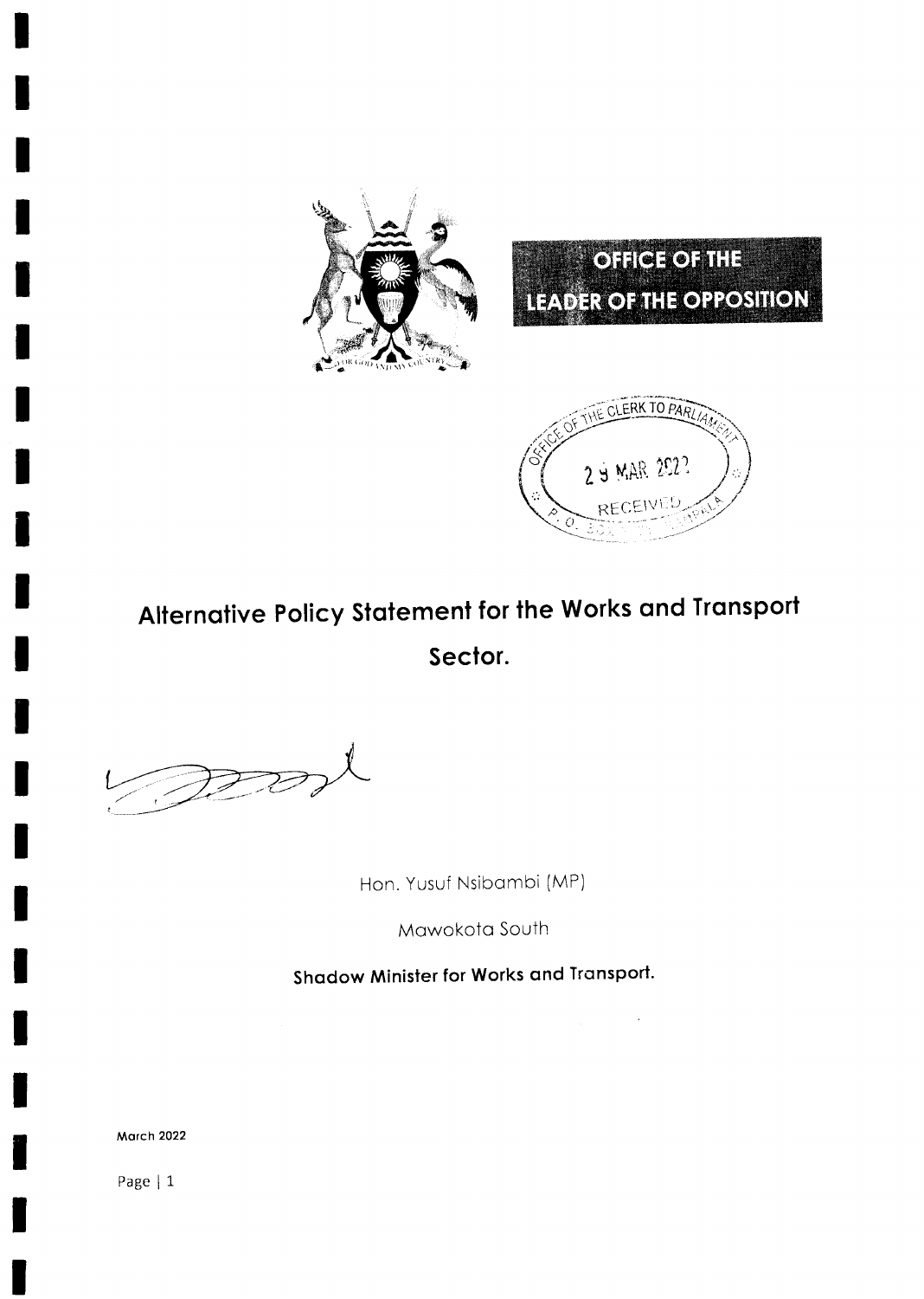OFFICE OF THE

LEADER OF THE OPPOSITION

OFFICE OF THE CLERK TO PARLIAMENT

29 MAR 2022

RECEIVED

# Alternative Policy Statement for the Works and Transport Sector.

Hon. Yusuf Nsibambi (MP)

Mawokota South

**Shadow Minister for Works and Transport.**

**March 2022**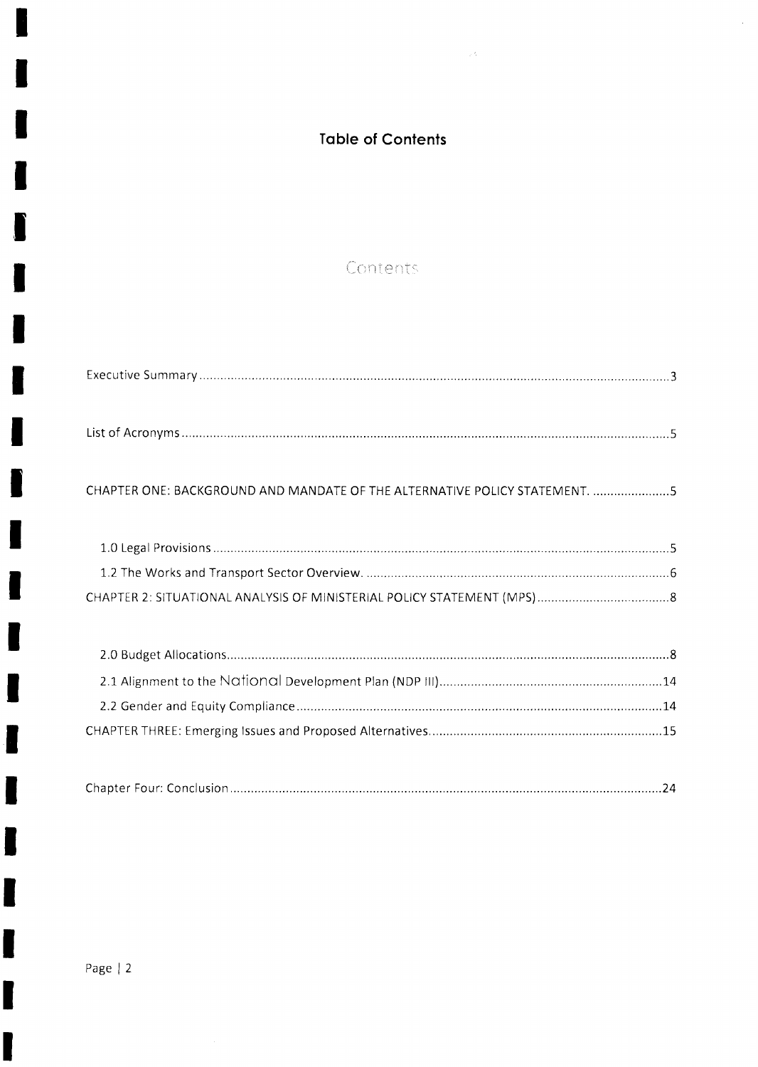## Table of Contents

Contents

Executive Summary ........................................................................................................................ 3

List of Acronyms ............................................................................................................................ 5

CHAPTER ONE: BACKGROUND AND MANDATE OF THE ALTERNATIVE POLICY STATEMENT. ...................... 5

- 1.0 Legal Provisions ..................................................................................................................... 5
- 1.2 The Works and Transport Sector Overview. ........................................................................... 6

CHAPTER 2: SITUATIONAL ANALYSIS OF MINISTERIAL POLICY STATEMENT (MPS) ..................................... 8

- 2.0 Budget Allocations ................................................................................................................. 8
- 2.1 Alignment to the National Development Plan (NDP III) .......................................................... 14
- 2.2 Gender and Equity Compliance ............................................................................................. 14

CHAPTER THREE: Emerging Issues and Proposed Alternatives .................................................................. 15

Chapter Four: Conclusion ................................................................................................................ 24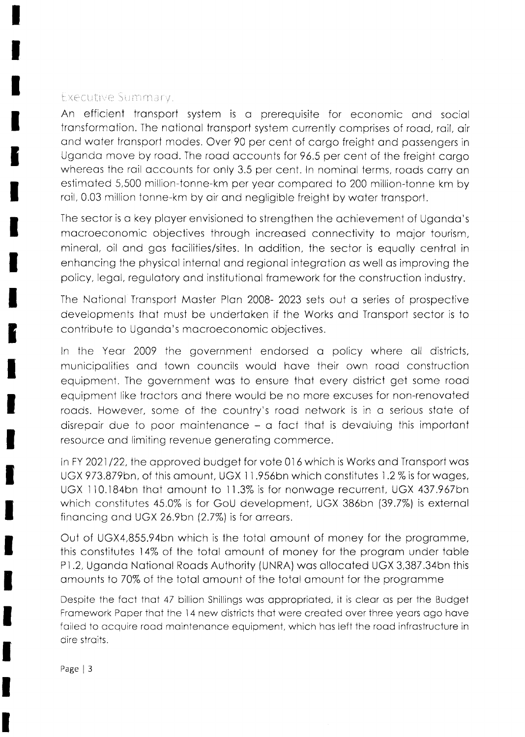## Executive Summary.

An efficient transport system is a prerequisite for economic and social transformation. The national transport system currently comprises of road, rail, air and water transport modes. Over 90 per cent of cargo freight and passengers in Uganda move by road. The road accounts for 96.5 per cent of the freight cargo whereas the rail accounts for only 3.5 per cent. In nominal terms, roads carry an estimated 5,500 million-tonne-km per year compared to 200 million-tonne km by rail, 0.03 million tonne-km by air and negligible freight by water transport.

The sector is a key player envisioned to strengthen the achievement of Uganda's macroeconomic objectives through increased connectivity to major tourism, mineral, oil and gas facilities/sites. In addition, the sector is equally central in enhancing the physical internal and regional integration as well as improving the policy, legal, regulatory and institutional framework for the construction industry.

The National Transport Master Plan 2008- 2023 sets out a series of prospective developments that must be undertaken if the Works and Transport sector is to contribute to Uganda's macroeconomic objectives.

In the Year 2009 the government endorsed a policy where all districts, municipalities and town councils would have their own road construction equipment. The government was to ensure that every district get some road equipment like tractors and there would be no more excuses for non-renovated roads. However, some of the country's road network is in a serious state of disrepair due to poor maintenance – a fact that is devaluing this important resource and limiting revenue generating commerce.

In FY 2021/22, the approved budget for vote 016 which is Works and Transport was UGX 973.879bn, of this amount, UGX 11.956bn which constitutes 1.2 % is for wages, UGX 110.184bn that amount to 11.3% is for nonwage recurrent, UGX 437.967bn which constitutes 45.0% is for GoU development, UGX 386bn (39.7%) is external financing and UGX 26.9bn (2.7%) is for arrears.

Out of UGX4,855.94bn which is the total amount of money for the programme, this constitutes 14% of the total amount of money for the program under table P1.2, Uganda National Roads Authority (UNRA) was allocated UGX 3,387.34bn this amounts to 70% of the total amount of the total amount for the programme

Despite the fact that 47 billion Shillings was appropriated, it is clear as per the Budget Framework Paper that the 14 new districts that were created over three years ago have failed to acquire road maintenance equipment, which has left the road infrastructure in dire straits.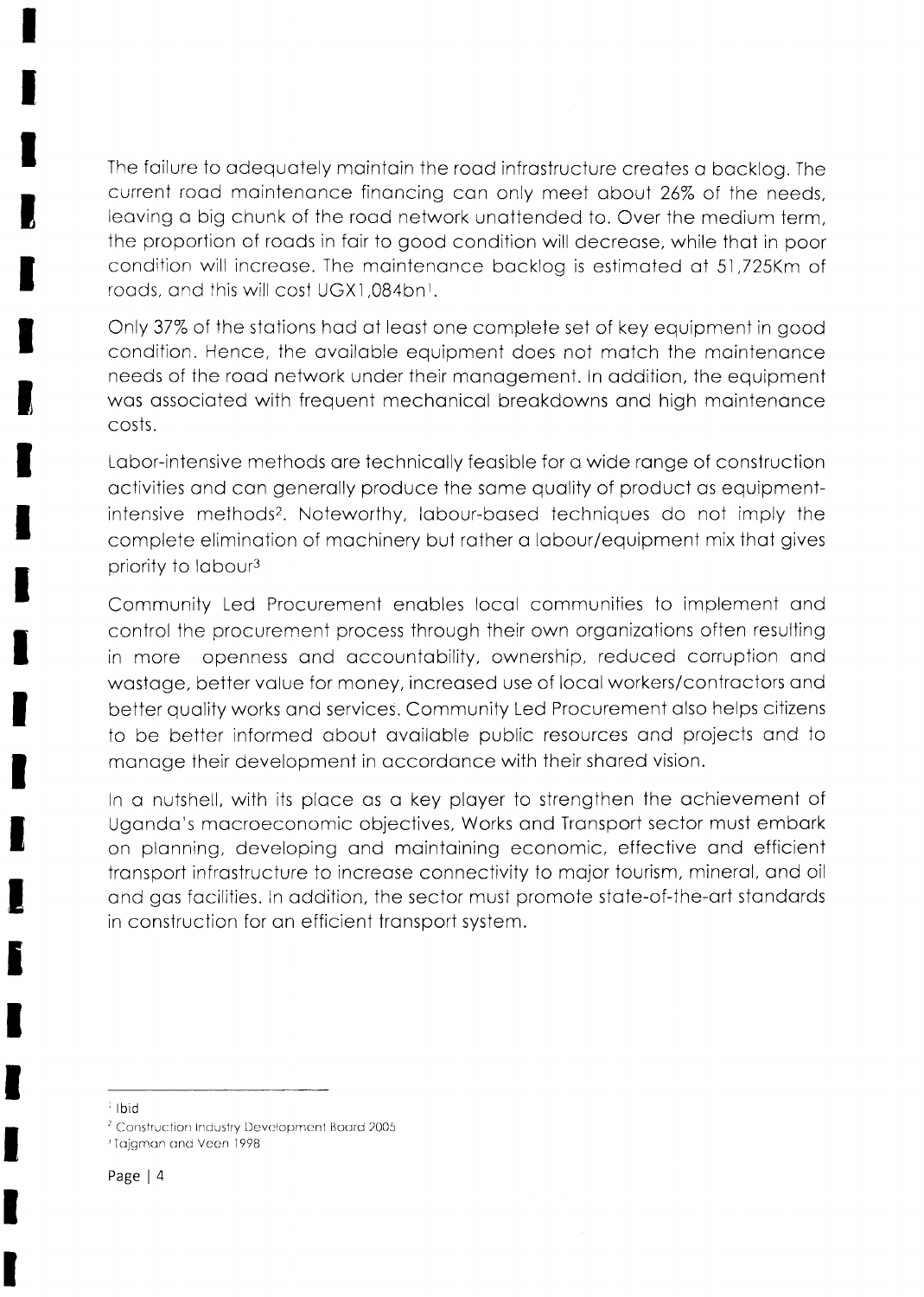The failure to adequately maintain the road infrastructure creates a backlog. The current road maintenance financing can only meet about 26% of the needs, leaving a big chunk of the road network unattended to. Over the medium term, the proportion of roads in fair to good condition will decrease, while that in poor condition will increase. The maintenance backlog is estimated at 51,725Km of roads, and this will cost UGX1,084bn[1].

Only 37% of the stations had at least one complete set of key equipment in good condition. Hence, the available equipment does not match the maintenance needs of the road network under their management. In addition, the equipment was associated with frequent mechanical breakdowns and high maintenance costs.

Labor-intensive methods are technically feasible for a wide range of construction activities and can generally produce the same quality of product as equipment-intensive methods[2]. Noteworthy, labour-based techniques do not imply the complete elimination of machinery but rather a labour/equipment mix that gives priority to labour[3]

Community Led Procurement enables local communities to implement and control the procurement process through their own organizations often resulting in more openness and accountability, ownership, reduced corruption and wastage, better value for money, increased use of local workers/contractors and better quality works and services. Community Led Procurement also helps citizens to be better informed about available public resources and projects and to manage their development in accordance with their shared vision.

In a nutshell, with its place as a key player to strengthen the achievement of Uganda's macroeconomic objectives, Works and Transport sector must embark on planning, developing and maintaining economic, effective and efficient transport infrastructure to increase connectivity to major tourism, mineral, and oil and gas facilities. In addition, the sector must promote state-of-the-art standards in construction for an efficient transport system.

---

[1] Ibid

[2] Construction Industry Development Board 2005

[3] Tajgman and Veen 1998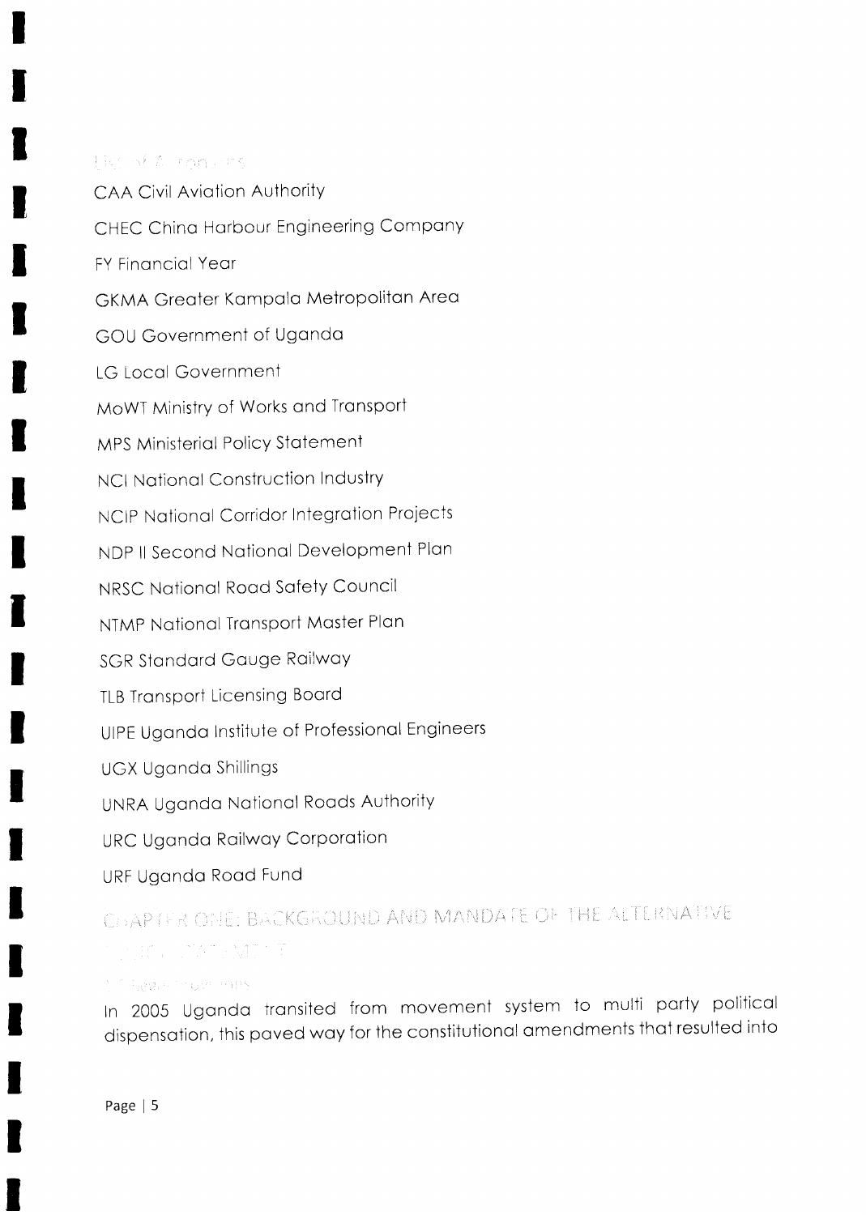## List of Acronyms

CAA Civil Aviation Authority

CHEC China Harbour Engineering Company

FY Financial Year

GKMA Greater Kampala Metropolitan Area

GOU Government of Uganda

LG Local Government

MoWT Ministry of Works and Transport

MPS Ministerial Policy Statement

NCI National Construction Industry

NCIP National Corridor Integration Projects

NDP II Second National Development Plan

NRSC National Road Safety Council

NTMP National Transport Master Plan

SGR Standard Gauge Railway

TLB Transport Licensing Board

UIPE Uganda Institute of Professional Engineers

UGX Uganda Shillings

UNRA Uganda National Roads Authority

URC Uganda Railway Corporation

URF Uganda Road Fund

# CHAPTER ONE: BACKGROUND AND MANDATE OF THE ALTERNATIVE POLICY STATEMENT

## 1.1 Background

In 2005 Uganda transited from movement system to multi party political dispensation, this paved way for the constitutional amendments that resulted into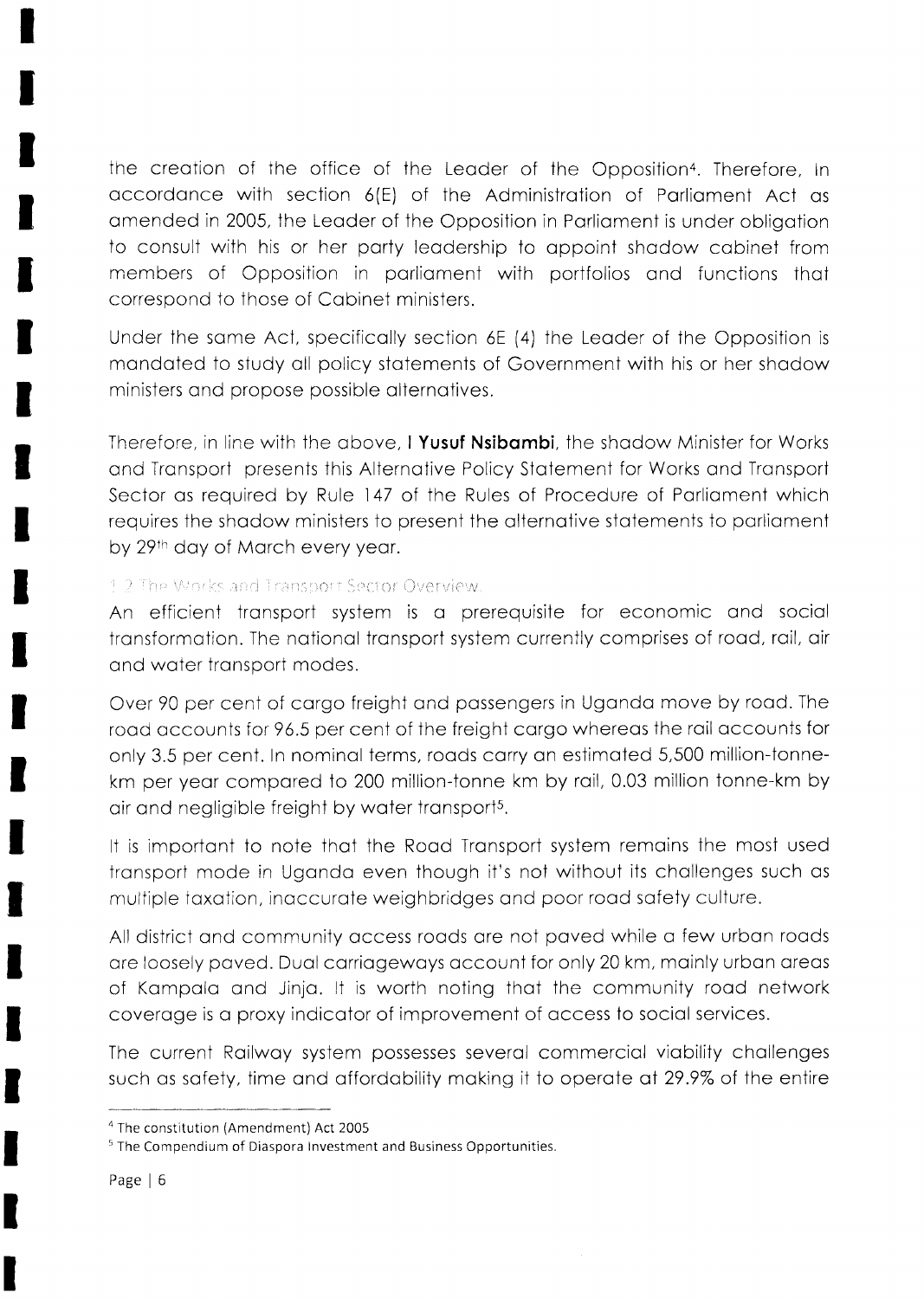the creation of the office of the Leader of the Opposition[4]. Therefore, in accordance with section 6(E) of the Administration of Parliament Act as amended in 2005, the Leader of the Opposition in Parliament is under obligation to consult with his or her party leadership to appoint shadow cabinet from members of Opposition in parliament with portfolios and functions that correspond to those of Cabinet ministers.

Under the same Act, specifically section 6E (4) the Leader of the Opposition is mandated to study all policy statements of Government with his or her shadow ministers and propose possible alternatives.

Therefore, in line with the above, I **Yusuf Nsibambi**, the shadow Minister for Works and Transport presents this Alternative Policy Statement for Works and Transport Sector as required by Rule 147 of the Rules of Procedure of Parliament which requires the shadow ministers to present the alternative statements to parliament by 29th day of March every year.

### 1.2 The Works and Transport Sector Overview

An efficient transport system is a prerequisite for economic and social transformation. The national transport system currently comprises of road, rail, air and water transport modes.

Over 90 per cent of cargo freight and passengers in Uganda move by road. The road accounts for 96.5 per cent of the freight cargo whereas the rail accounts for only 3.5 per cent. In nominal terms, roads carry an estimated 5,500 million-tonne-km per year compared to 200 million-tonne km by rail, 0.03 million tonne-km by air and negligible freight by water transport[5].

It is important to note that the Road Transport system remains the most used transport mode in Uganda even though it's not without its challenges such as multiple taxation, inaccurate weighbridges and poor road safety culture.

All district and community access roads are not paved while a few urban roads are loosely paved. Dual carriageways account for only 20 km, mainly urban areas of Kampala and Jinja. It is worth noting that the community road network coverage is a proxy indicator of improvement of access to social services.

The current Railway system possesses several commercial viability challenges such as safety, time and affordability making it to operate at 29.9% of the entire

[4] The constitution (Amendment) Act 2005

[5] The Compendium of Diaspora Investment and Business Opportunities.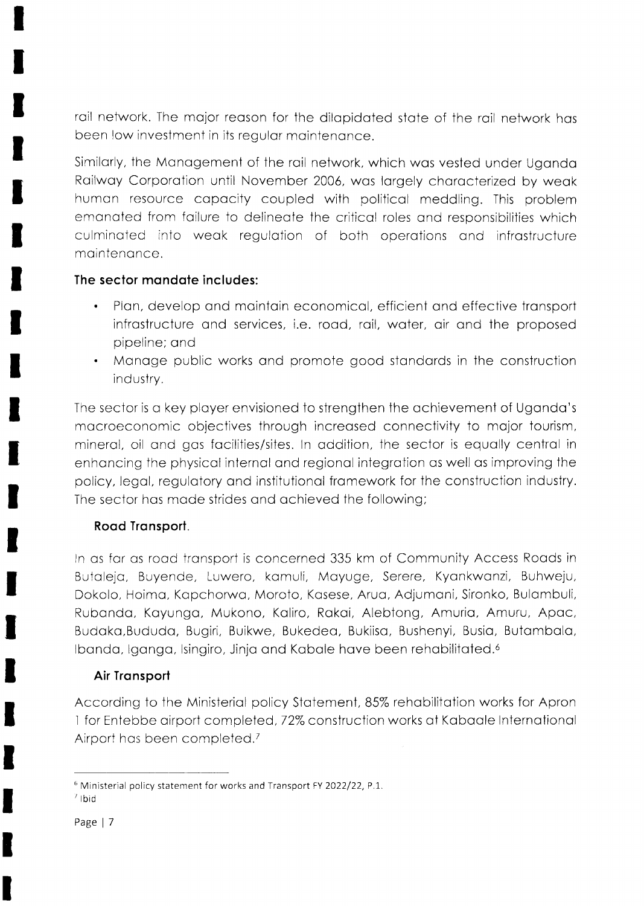rail network. The major reason for the dilapidated state of the rail network has been low investment in its regular maintenance.

Similarly, the Management of the rail network, which was vested under Uganda Railway Corporation until November 2006, was largely characterized by weak human resource capacity coupled with political meddling. This problem emanated from failure to delineate the critical roles and responsibilities which culminated into weak regulation of both operations and infrastructure maintenance.

**The sector mandate includes:**

- Plan, develop and maintain economical, efficient and effective transport infrastructure and services, i.e. road, rail, water, air and the proposed pipeline; and
- Manage public works and promote good standards in the construction industry.

The sector is a key player envisioned to strengthen the achievement of Uganda's macroeconomic objectives through increased connectivity to major tourism, mineral, oil and gas facilities/sites. In addition, the sector is equally central in enhancing the physical internal and regional integration as well as improving the policy, legal, regulatory and institutional framework for the construction industry. The sector has made strides and achieved the following;

**Road Transport.**

In as far as road transport is concerned 335 km of Community Access Roads in Butaleja, Buyende, Luwero, kamuli, Mayuge, Serere, Kyankwanzi, Buhweju, Dokolo, Hoima, Kapchorwa, Moroto, Kasese, Arua, Adjumani, Sironko, Bulambuli, Rubanda, Kayunga, Mukono, Kaliro, Rakai, Alebtong, Amuria, Amuru, Apac, Budaka,Bududa, Bugiri, Buikwe, Bukedea, Bukiisa, Bushenyi, Busia, Butambala, Ibanda, Iganga, Isingiro, Jinja and Kabale have been rehabilitated.[6]

**Air Transport**

According to the Ministerial policy Statement, 85% rehabilitation works for Apron 1 for Entebbe airport completed, 72% construction works at Kabaale International Airport has been completed.[7]

---

[6] Ministerial policy statement for works and Transport FY 2022/22, P.1.

[7] Ibid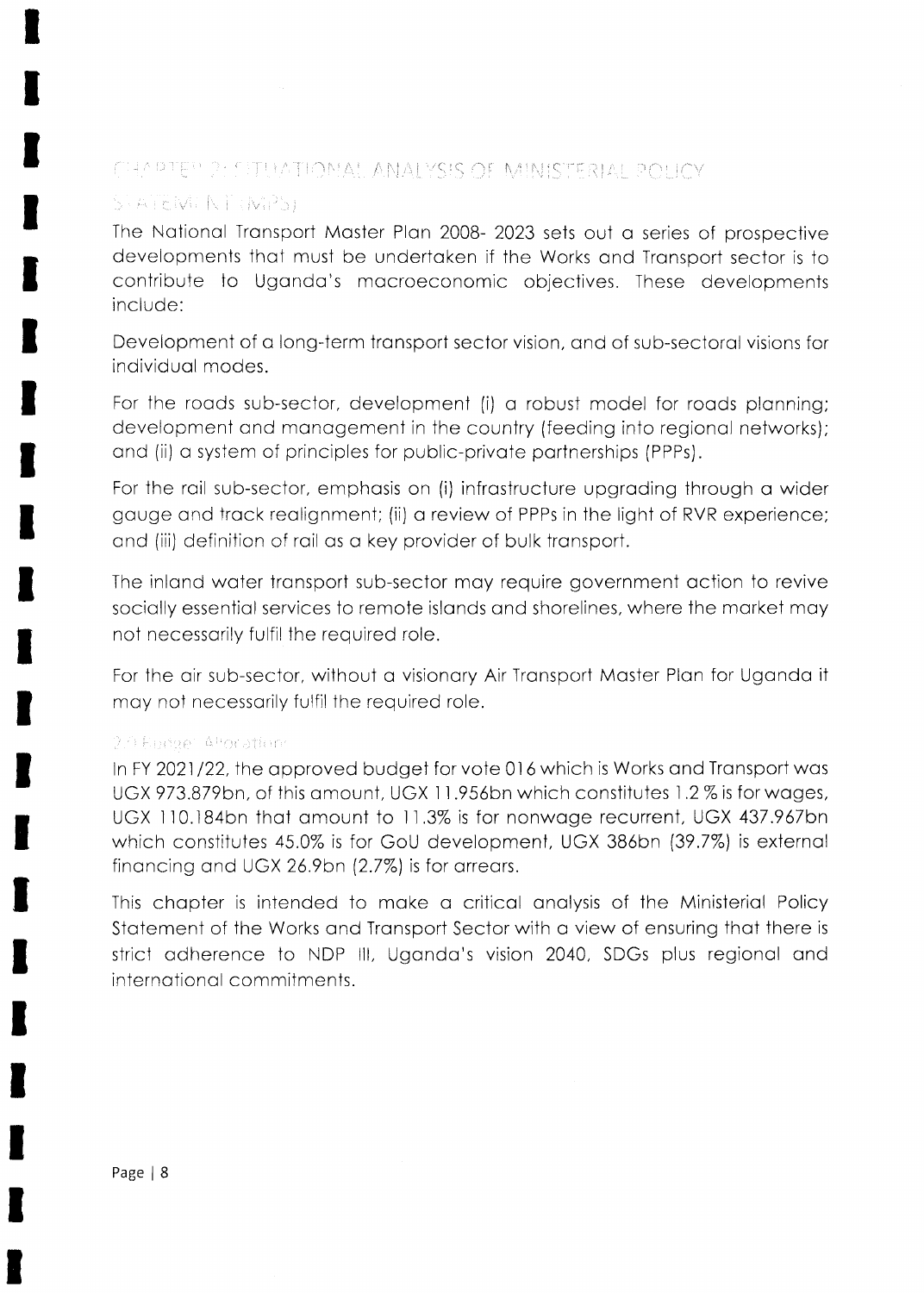# CHAPTER 2: SITUATIONAL ANALYSIS OF MINISTERIAL POLICY STATEMENT (MPS)

The National Transport Master Plan 2008- 2023 sets out a series of prospective developments that must be undertaken if the Works and Transport sector is to contribute to Uganda's macroeconomic objectives. These developments include:

Development of a long-term transport sector vision, and of sub-sectoral visions for individual modes.

For the roads sub-sector, development (i) a robust model for roads planning; development and management in the country (feeding into regional networks); and (ii) a system of principles for public-private partnerships (PPPs).

For the rail sub-sector, emphasis on (i) infrastructure upgrading through a wider gauge and track realignment; (ii) a review of PPPs in the light of RVR experience; and (iii) definition of rail as a key provider of bulk transport.

The inland water transport sub-sector may require government action to revive socially essential services to remote islands and shorelines, where the market may not necessarily fulfil the required role.

For the air sub-sector, without a visionary Air Transport Master Plan for Uganda it may not necessarily fulfil the required role.

## 2.0 Budget Allocation

In FY 2021/22, the approved budget for vote 016 which is Works and Transport was UGX 973.879bn, of this amount, UGX 11.956bn which constitutes 1.2 % is for wages, UGX 110.184bn that amount to 11.3% is for nonwage recurrent, UGX 437.967bn which constitutes 45.0% is for GoU development, UGX 386bn (39.7%) is external financing and UGX 26.9bn (2.7%) is for arrears.

This chapter is intended to make a critical analysis of the Ministerial Policy Statement of the Works and Transport Sector with a view of ensuring that there is strict adherence to NDP III, Uganda's vision 2040, SDGs plus regional and international commitments.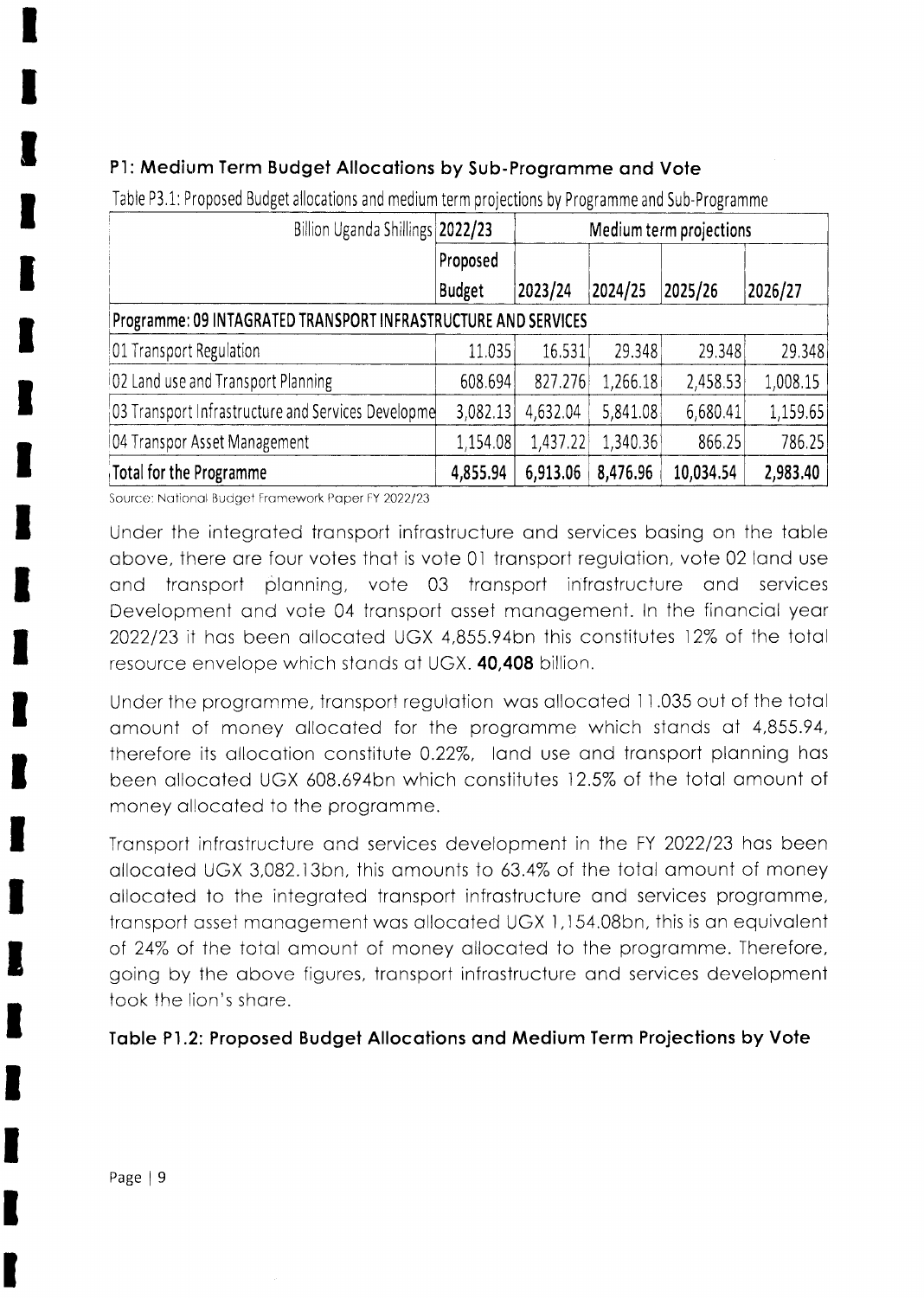### P1: Medium Term Budget Allocations by Sub-Programme and Vote

Table P3.1: Proposed Budget allocations and medium term projections by Programme and Sub-Programme

| Billion Uganda Shillings | 2022/23 | Medium term projections | | | |
|---|---|---|---|---|---|
| | Proposed Budget | 2023/24 | 2024/25 | 2025/26 | 2026/27 |
| **Programme: 09 INTAGRATED TRANSPORT INFRASTRUCTURE AND SERVICES** | | | | | |
| 01 Transport Regulation | 11.035 | 16.531 | 29.348 | 29.348 | 29.348 |
| 02 Land use and Transport Planning | 608.694 | 827.276 | 1,266.18 | 2,458.53 | 1,008.15 |
| 03 Transport Infrastructure and Services Developme | 3,082.13 | 4,632.04 | 5,841.08 | 6,680.41 | 1,159.65 |
| 04 Transpor Asset Management | 1,154.08 | 1,437.22 | 1,340.36 | 866.25 | 786.25 |
| **Total for the Programme** | **4,855.94** | **6,913.06** | **8,476.96** | **10,034.54** | **2,983.40** |

Source: National Budget Framework Paper FY 2022/23

Under the integrated transport infrastructure and services basing on the table above, there are four votes that is vote 01 transport regulation, vote 02 land use and transport planning, vote 03 transport infrastructure and services Development and vote 04 transport asset management. In the financial year 2022/23 it has been allocated UGX 4,855.94bn this constitutes 12% of the total resource envelope which stands at UGX. **40,408** billion.

Under the programme, transport regulation was allocated 11.035 out of the total amount of money allocated for the programme which stands at 4,855.94, therefore its allocation constitute 0.22%, land use and transport planning has been allocated UGX 608.694bn which constitutes 12.5% of the total amount of money allocated to the programme.

Transport infrastructure and services development in the FY 2022/23 has been allocated UGX 3,082.13bn, this amounts to 63.4% of the total amount of money allocated to the integrated transport infrastructure and services programme, transport asset management was allocated UGX 1,154.08bn, this is an equivalent of 24% of the total amount of money allocated to the programme. Therefore, going by the above figures, transport infrastructure and services development took the lion's share.

**Table P1.2: Proposed Budget Allocations and Medium Term Projections by Vote**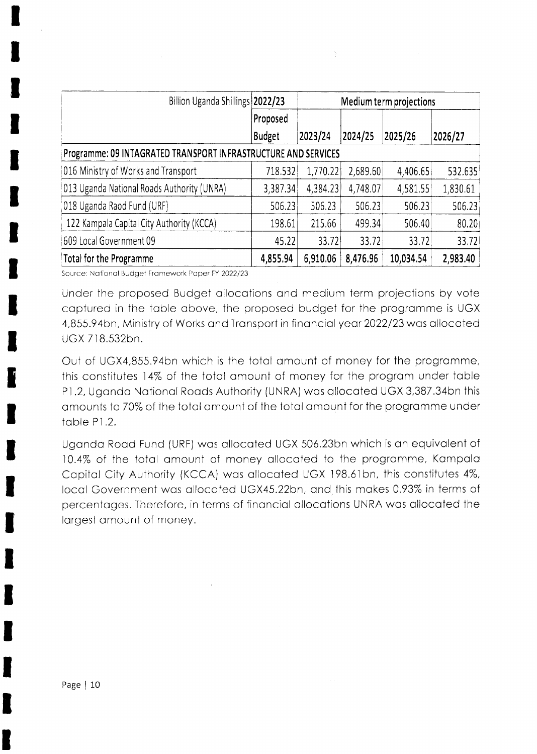| Billion Uganda Shillings | 2022/23 | Medium term projections | | | |
|---|---|---|---|---|---|
| | Proposed Budget | 2023/24 | 2024/25 | 2025/26 | 2026/27 |
| **Programme: 09 INTAGRATED TRANSPORT INFRASTRUCTURE AND SERVICES** | | | | | |
| 016 Ministry of Works and Transport | 718.532 | 1,770.22 | 2,689.60 | 4,406.65 | 532.635 |
| 013 Uganda National Roads Authority (UNRA) | 3,387.34 | 4,384.23 | 4,748.07 | 4,581.55 | 1,830.61 |
| 018 Uganda Raod Fund (URF) | 506.23 | 506.23 | 506.23 | 506.23 | 506.23 |
| 122 Kampala Capital City Authority (KCCA) | 198.61 | 215.66 | 499.34 | 506.40 | 80.20 |
| 609 Local Government 09 | 45.22 | 33.72 | 33.72 | 33.72 | 33.72 |
| **Total for the Programme** | **4,855.94** | **6,910.06** | **8,476.96** | **10,034.54** | **2,983.40** |

Source: National Budget Framework Paper FY 2022/23

Under the proposed Budget allocations and medium term projections by vote captured in the table above, the proposed budget for the programme is UGX 4,855.94bn, Ministry of Works and Transport in financial year 2022/23 was allocated UGX 718.532bn.

Out of UGX4,855.94bn which is the total amount of money for the programme, this constitutes 14% of the total amount of money for the program under table P1.2, Uganda National Roads Authority (UNRA) was allocated UGX 3,387.34bn this amounts to 70% of the total amount of the total amount for the programme under table P1.2.

Uganda Road Fund (URF) was allocated UGX 506.23bn which is an equivalent of 10.4% of the total amount of money allocated to the programme, Kampala Capital City Authority (KCCA) was allocated UGX 198.61bn, this constitutes 4%, local Government was allocated UGX45.22bn, and this makes 0.93% in terms of percentages. Therefore, in terms of financial allocations UNRA was allocated the largest amount of money.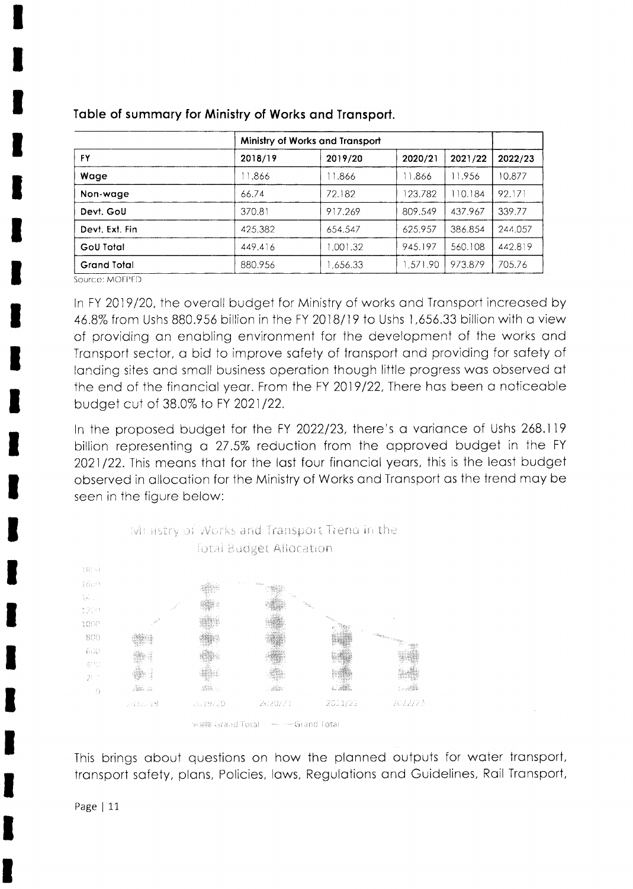**Table of summary for Ministry of Works and Transport.**

| | Ministry of Works and Transport | | | | |
|---|---|---|---|---|---|
| **FY** | **2018/19** | **2019/20** | **2020/21** | **2021/22** | **2022/23** |
| **Wage** | 11.866 | 11.866 | 11.866 | 11.956 | 10.877 |
| **Non-wage** | 66.74 | 72.182 | 123.782 | 110.184 | 92.171 |
| **Devt. GoU** | 370.81 | 917.269 | 809.549 | 437.967 | 339.77 |
| **Devt. Ext. Fin** | 425.382 | 654.547 | 625.957 | 386.854 | 244.057 |
| **GoU Total** | 449.416 | 1,001.32 | 945.197 | 560.108 | 442.819 |
| **Grand Total** | 880.956 | 1,656.33 | 1,571.90 | 973.879 | 705.76 |

Source: MOFPED

In FY 2019/20, the overall budget for Ministry of works and Transport increased by 46.8% from Ushs 880.956 billion in the FY 2018/19 to Ushs 1,656.33 billion with a view of providing an enabling environment for the development of the works and Transport sector, a bid to improve safety of transport and providing for safety of landing sites and small business operation though little progress was observed at the end of the financial year. From the FY 2019/22, There has been a noticeable budget cut of 38.0% to FY 2021/22.

In the proposed budget for the FY 2022/23, there's a variance of Ushs 268.119 billion representing a 27.5% reduction from the approved budget in the FY 2021/22. This means that for the last four financial years, this is the least budget observed in allocation for the Ministry of Works and Transport as the trend may be seen in the figure below:

This brings about questions on how the planned outputs for water transport, transport safety, plans, Policies, laws, Regulations and Guidelines, Rail Transport,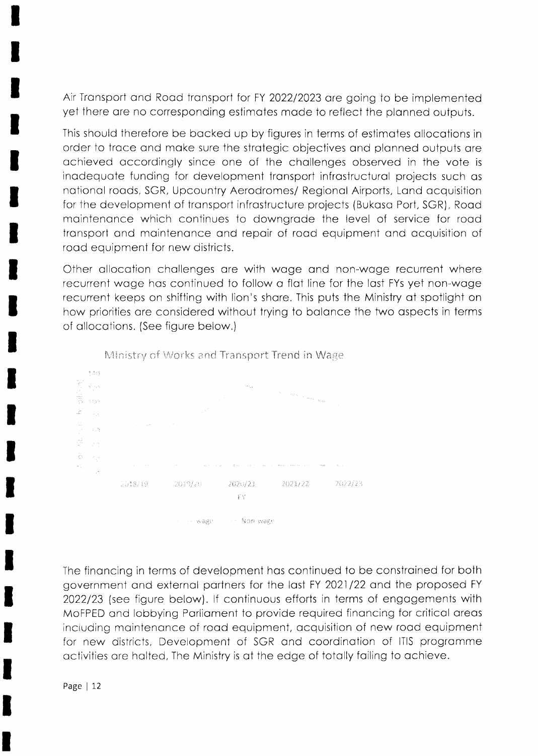Air Transport and Road transport for FY 2022/2023 are going to be implemented yet there are no corresponding estimates made to reflect the planned outputs.

This should therefore be backed up by figures in terms of estimates allocations in order to trace and make sure the strategic objectives and planned outputs are achieved accordingly since one of the challenges observed in the vote is inadequate funding for development transport infrastructural projects such as national roads, SGR, Upcountry Aerodromes/ Regional Airports, Land acquisition for the development of transport infrastructure projects (Bukasa Port, SGR), Road maintenance which continues to downgrade the level of service for road transport and maintenance and repair of road equipment and acquisition of road equipment for new districts.

Other allocation challenges are with wage and non-wage recurrent where recurrent wage has continued to follow a flat line for the last FYs yet non-wage recurrent keeps on shifting with lion's share. This puts the Ministry at spotlight on how priorities are considered without trying to balance the two aspects in terms of allocations. (See figure below.)

Ministry of Works and Transport Trend in Wage

2018/19 2019/20 2020/21 2021/22 2022/23

FY

Wage Non-wage

The financing in terms of development has continued to be constrained for both government and external partners for the last FY 2021/22 and the proposed FY 2022/23 (see figure below). If continuous efforts in terms of engagements with MoFPED and lobbying Parliament to provide required financing for critical areas including maintenance of road equipment, acquisition of new road equipment for new districts, Development of SGR and coordination of ITIS programme activities are halted, The Ministry is at the edge of totally failing to achieve.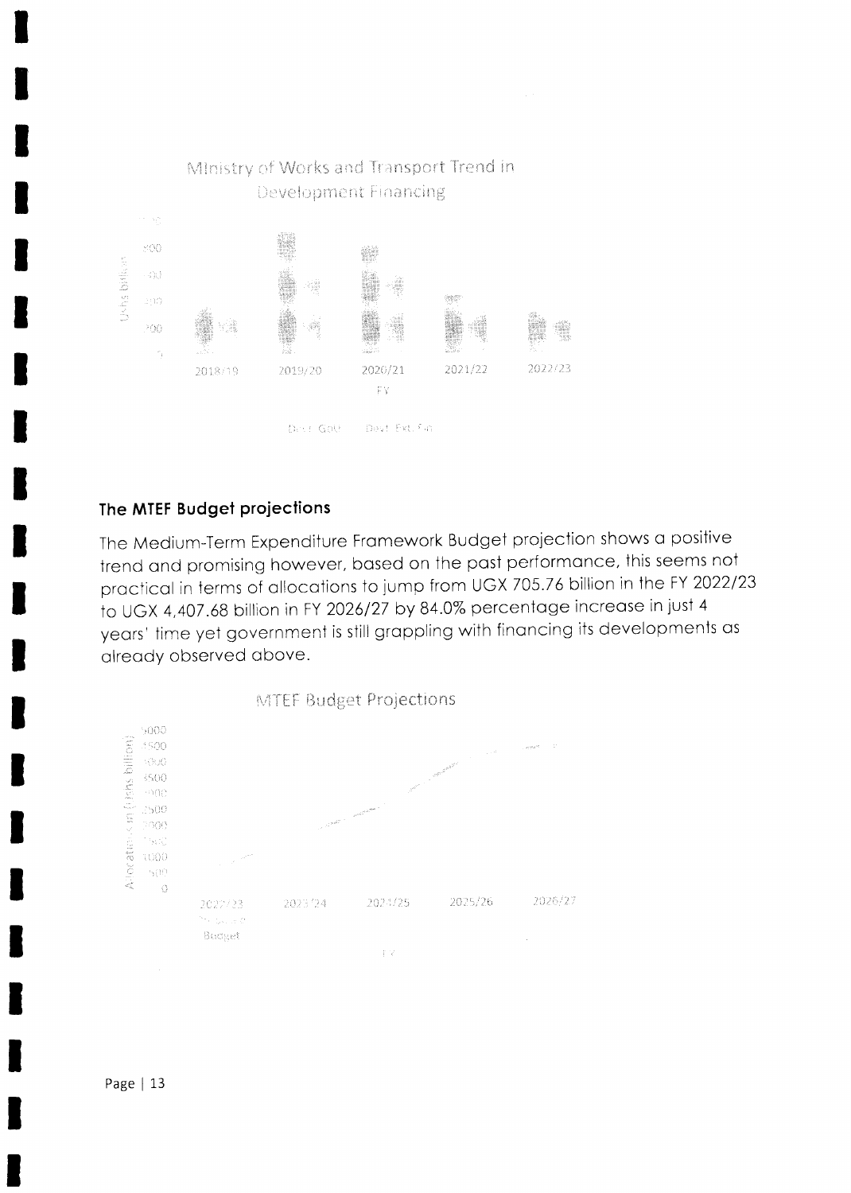Ministry of Works and Transport Trend in Development Financing

## The MTEF Budget projections

The Medium-Term Expenditure Framework Budget projection shows a positive trend and promising however, based on the past performance, this seems not practical in terms of allocations to jump from UGX 705.76 billion in the FY 2022/23 to UGX 4,407.68 billion in FY 2026/27 by 84.0% percentage increase in just 4 years' time yet government is still grappling with financing its developments as already observed above.

MTEF Budget Projections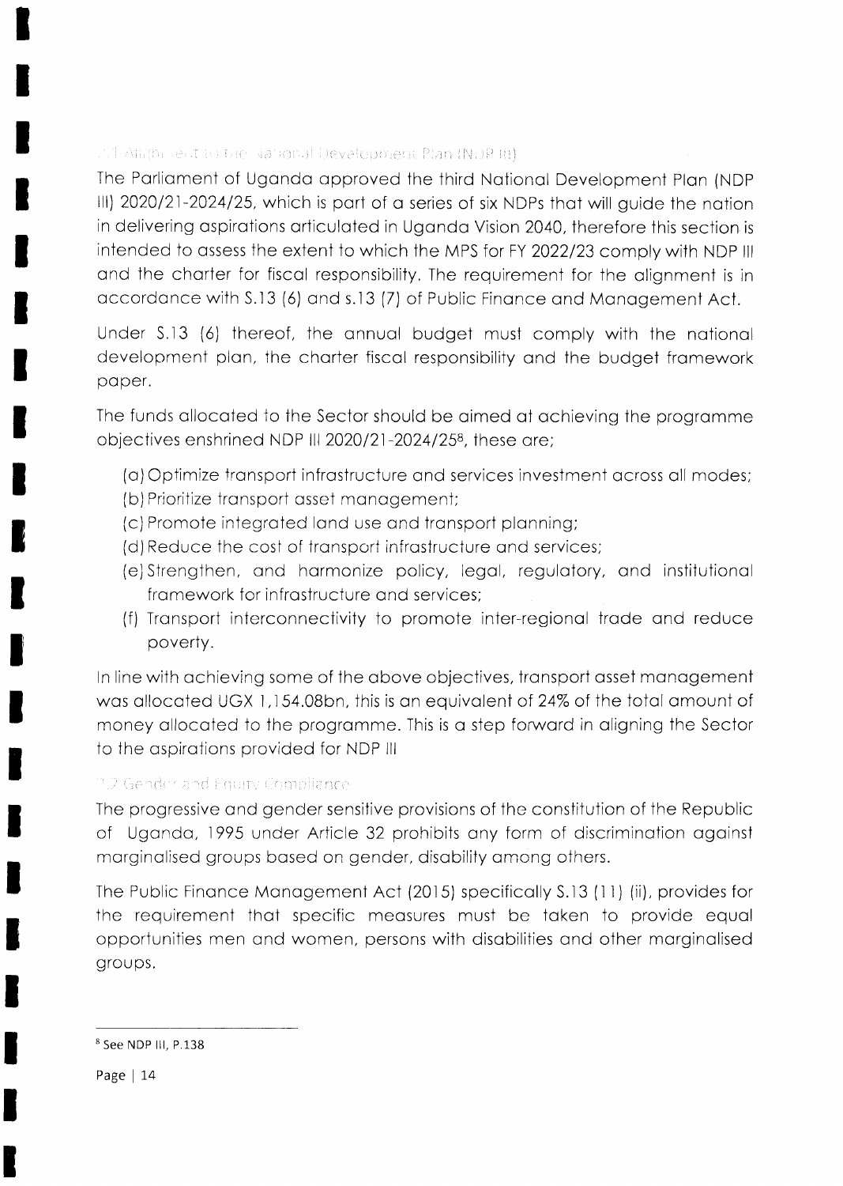### 7.1 Alignment to the National Development Plan (NDP III)

The Parliament of Uganda approved the third National Development Plan (NDP III) 2020/21-2024/25, which is part of a series of six NDPs that will guide the nation in delivering aspirations articulated in Uganda Vision 2040, therefore this section is intended to assess the extent to which the MPS for FY 2022/23 comply with NDP III and the charter for fiscal responsibility. The requirement for the alignment is in accordance with S.13 (6) and s.13 (7) of Public Finance and Management Act.

Under S.13 (6) thereof, the annual budget must comply with the national development plan, the charter fiscal responsibility and the budget framework paper.

The funds allocated to the Sector should be aimed at achieving the programme objectives enshrined NDP III 2020/21-2024/25[8], these are;

(a) Optimize transport infrastructure and services investment across all modes;
(b) Prioritize transport asset management;
(c) Promote integrated land use and transport planning;
(d) Reduce the cost of transport infrastructure and services;
(e) Strengthen, and harmonize policy, legal, regulatory, and institutional framework for infrastructure and services;
(f) Transport interconnectivity to promote inter-regional trade and reduce poverty.

In line with achieving some of the above objectives, transport asset management was allocated UGX 1,154.08bn, this is an equivalent of 24% of the total amount of money allocated to the programme. This is a step forward in aligning the Sector to the aspirations provided for NDP III

### 7.2 Gender and Equity Compliance

The progressive and gender sensitive provisions of the constitution of the Republic of Uganda, 1995 under Article 32 prohibits any form of discrimination against marginalised groups based on gender, disability among others.

The Public Finance Management Act (2015) specifically S.13 (11) (ii), provides for the requirement that specific measures must be taken to provide equal opportunities men and women, persons with disabilities and other marginalised groups.

---

[8] See NDP III, P.138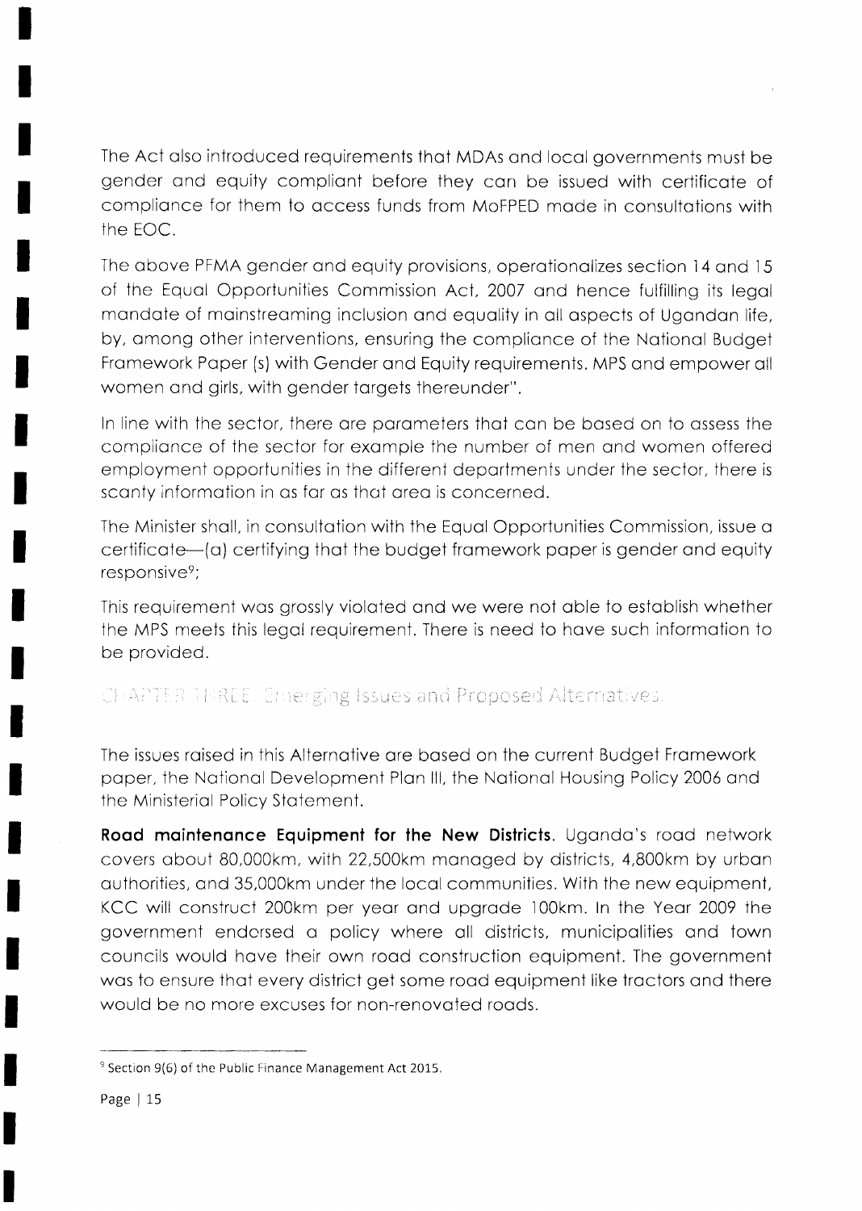The Act also introduced requirements that MDAs and local governments must be gender and equity compliant before they can be issued with certificate of compliance for them to access funds from MoFPED made in consultations with the EOC.

The above PFMA gender and equity provisions, operationalizes section 14 and 15 of the Equal Opportunities Commission Act, 2007 and hence fulfilling its legal mandate of mainstreaming inclusion and equality in all aspects of Ugandan life, by, among other interventions, ensuring the compliance of the National Budget Framework Paper (s) with Gender and Equity requirements. MPS and empower all women and girls, with gender targets thereunder".

In line with the sector, there are parameters that can be based on to assess the compliance of the sector for example the number of men and women offered employment opportunities in the different departments under the sector, there is scanty information in as far as that area is concerned.

The Minister shall, in consultation with the Equal Opportunities Commission, issue a certificate—(a) certifying that the budget framework paper is gender and equity responsive[9];

This requirement was grossly violated and we were not able to establish whether the MPS meets this legal requirement. There is need to have such information to be provided.

## CHAPTER THREE: Emerging Issues and Proposed Alternatives.

The issues raised in this Alternative are based on the current Budget Framework paper, the National Development Plan III, the National Housing Policy 2006 and the Ministerial Policy Statement.

**Road maintenance Equipment for the New Districts**. Uganda's road network covers about 80,000km, with 22,500km managed by districts, 4,800km by urban authorities, and 35,000km under the local communities. With the new equipment, KCC will construct 200km per year and upgrade 100km. In the Year 2009 the government endorsed a policy where all districts, municipalities and town councils would have their own road construction equipment. The government was to ensure that every district get some road equipment like tractors and there would be no more excuses for non-renovated roads.

---

[9] Section 9(6) of the Public Finance Management Act 2015.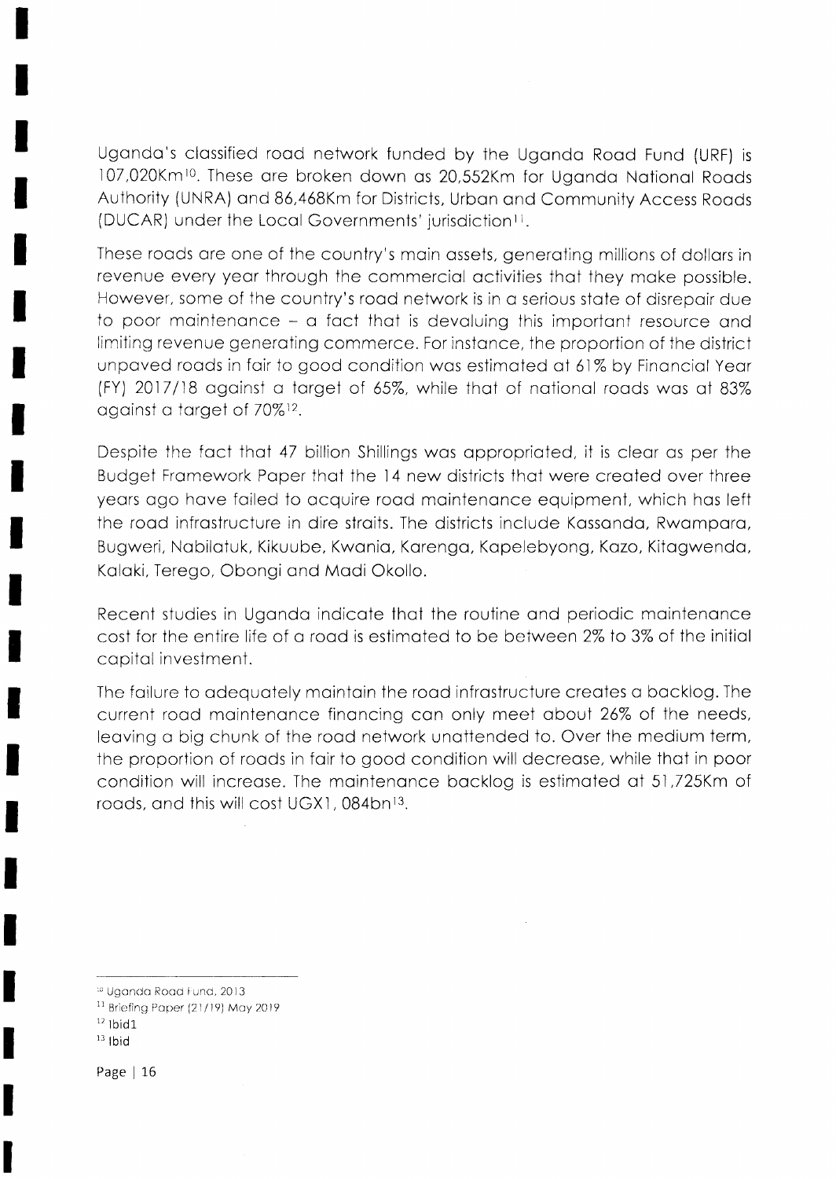Uganda's classified road network funded by the Uganda Road Fund (URF) is 107,020Km[10]. These are broken down as 20,552Km for Uganda National Roads Authority (UNRA) and 86,468Km for Districts, Urban and Community Access Roads (DUCAR) under the Local Governments' jurisdiction[11].

These roads are one of the country's main assets, generating millions of dollars in revenue every year through the commercial activities that they make possible. However, some of the country's road network is in a serious state of disrepair due to poor maintenance – a fact that is devaluing this important resource and limiting revenue generating commerce. For instance, the proportion of the district unpaved roads in fair to good condition was estimated at 61% by Financial Year (FY) 2017/18 against a target of 65%, while that of national roads was at 83% against a target of 70%[12].

Despite the fact that 47 billion Shillings was appropriated, it is clear as per the Budget Framework Paper that the 14 new districts that were created over three years ago have failed to acquire road maintenance equipment, which has left the road infrastructure in dire straits. The districts include Kassanda, Rwampara, Bugweri, Nabilatuk, Kikuube, Kwania, Karenga, Kapelebyong, Kazo, Kitagwenda, Kalaki, Terego, Obongi and Madi Okollo.

Recent studies in Uganda indicate that the routine and periodic maintenance cost for the entire life of a road is estimated to be between 2% to 3% of the initial capital investment.

The failure to adequately maintain the road infrastructure creates a backlog. The current road maintenance financing can only meet about 26% of the needs, leaving a big chunk of the road network unattended to. Over the medium term, the proportion of roads in fair to good condition will decrease, while that in poor condition will increase. The maintenance backlog is estimated at 51,725Km of roads, and this will cost UGX1, 084bn[13].

---

[10] Uganda Road Fund, 2013

[11] Briefing Paper (21/19) May 2019

[12] Ibid1

[13] Ibid